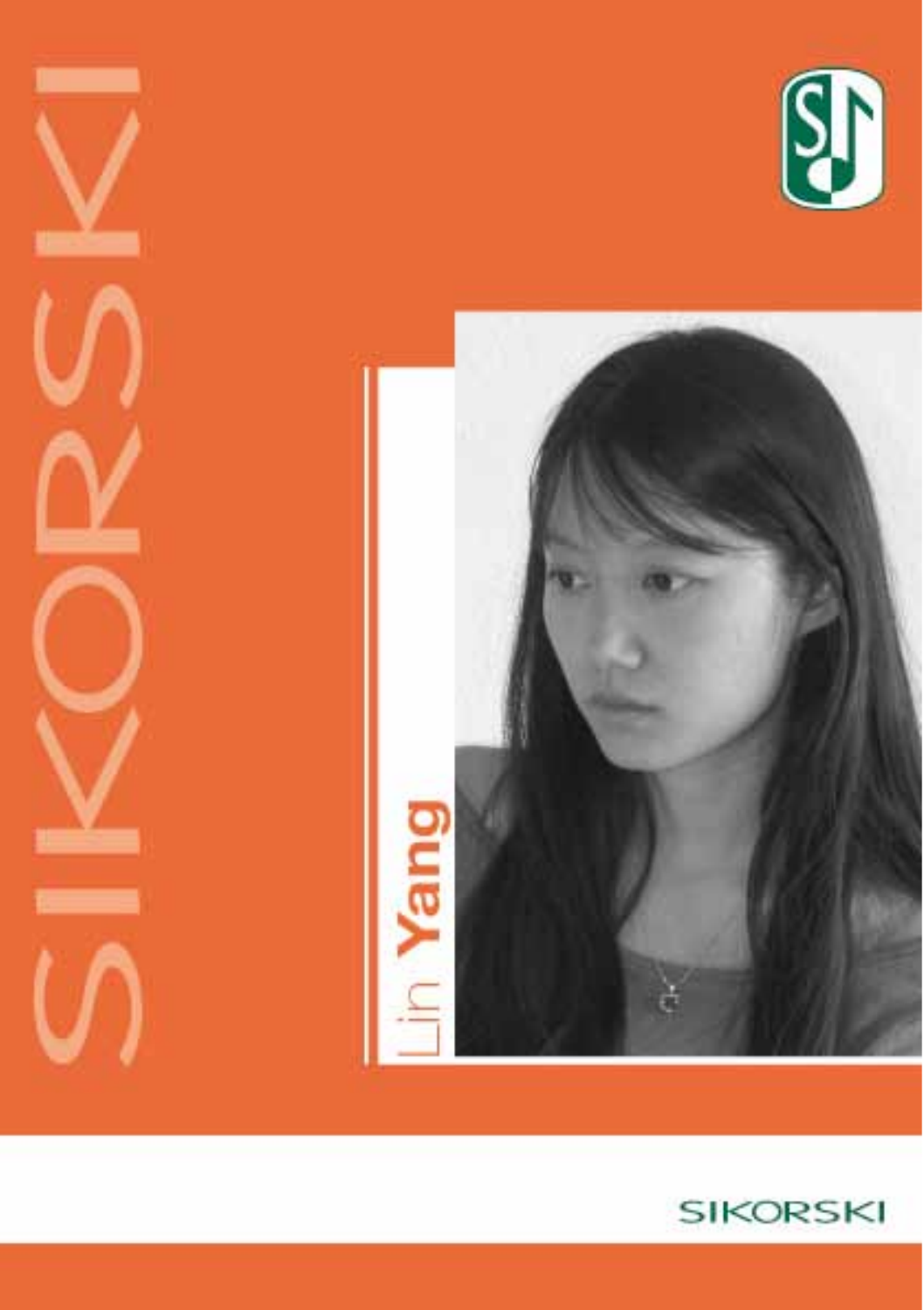SIKORSKI

# Lin Yang

SIKORSKI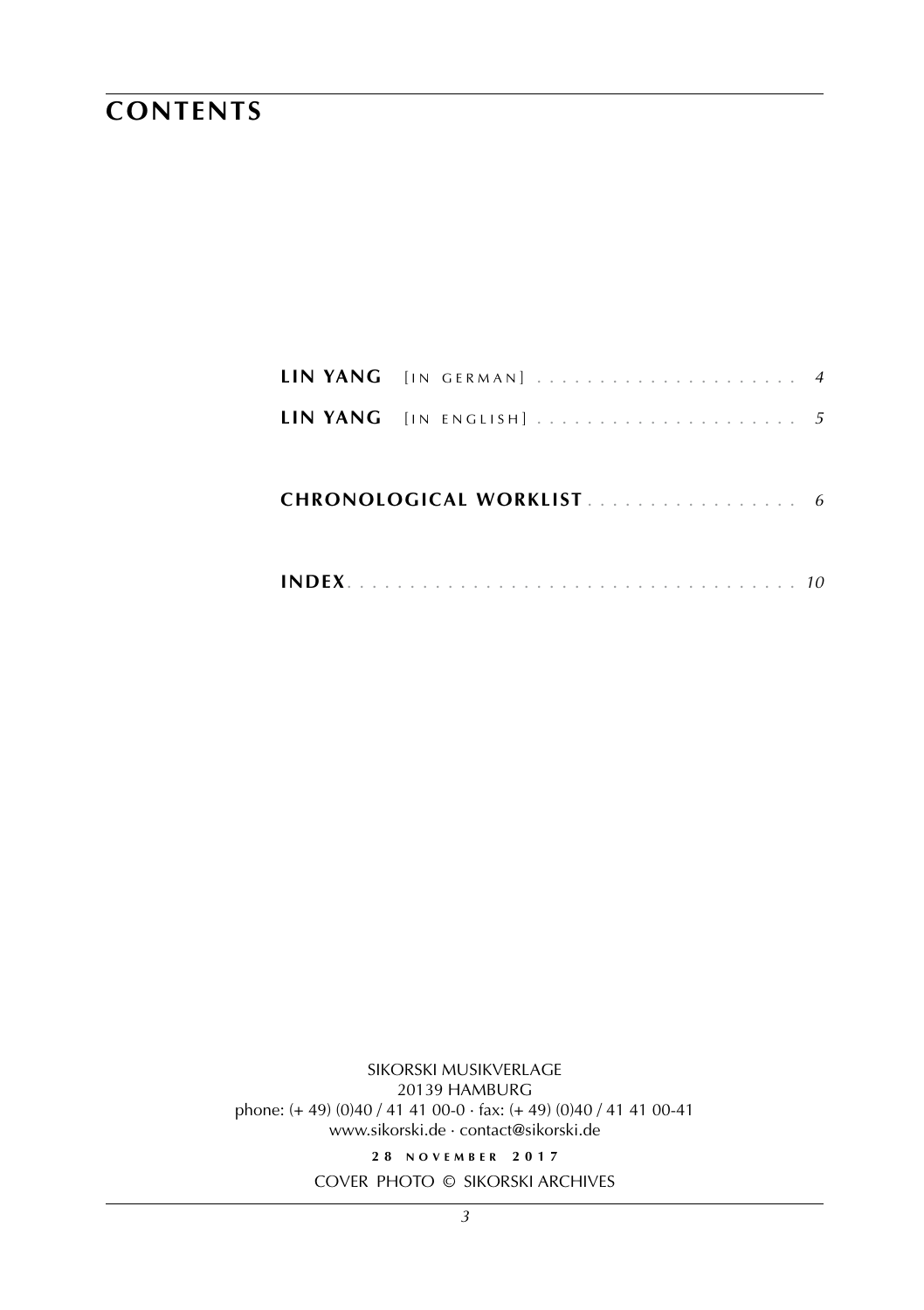# CONTENTS

**LIN YANG** [IN GERMAN] . . . . . . . . . . . . . . . . . . . . . *4*

**LIN YANG** [IN ENGLISH] . . . . . . . . . . . . . . . . . . . . . *5*

**CHRONOLOGICAL WORKLIST** . . . . . . . . . . . . . . . . . *6*

**INDEX** . . . . . . . . . . . . . . . . . . . . . . . . . . . . . . . . . . . *10*

SIKORSKI MUSIKVERLAGE
20139 HAMBURG
phone: (+ 49) (0)40 / 41 41 00-0 · fax: (+ 49) (0)40 / 41 41 00-41
www.sikorski.de · contact@sikorski.de

**28 NOVEMBER 2017**

COVER PHOTO © SIKORSKI ARCHIVES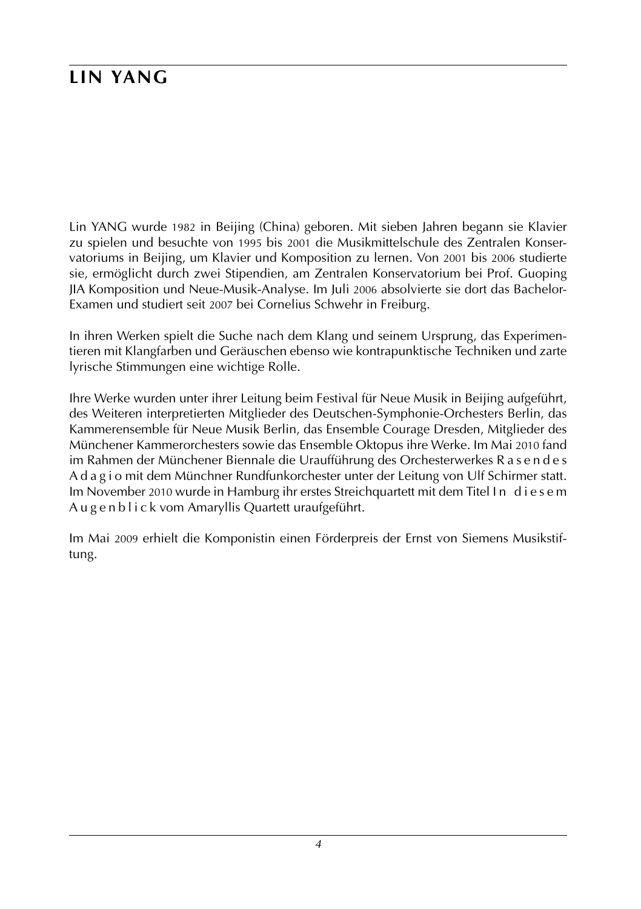# LIN YANG

Lin YANG wurde 1982 in Beijing (China) geboren. Mit sieben Jahren begann sie Klavier zu spielen und besuchte von 1995 bis 2001 die Musikmittelschule des Zentralen Konservatoriums in Beijing, um Klavier und Komposition zu lernen. Von 2001 bis 2006 studierte sie, ermöglicht durch zwei Stipendien, am Zentralen Konservatorium bei Prof. Guoping JIA Komposition und Neue-Musik-Analyse. Im Juli 2006 absolvierte sie dort das Bachelor-Examen und studiert seit 2007 bei Cornelius Schwehr in Freiburg.

In ihren Werken spielt die Suche nach dem Klang und seinem Ursprung, das Experimentieren mit Klangfarben und Geräuschen ebenso wie kontrapunktische Techniken und zarte lyrische Stimmungen eine wichtige Rolle.

Ihre Werke wurden unter ihrer Leitung beim Festival für Neue Musik in Beijing aufgeführt, des Weiteren interpretierten Mitglieder des Deutschen-Symphonie-Orchesters Berlin, das Kammerensemble für Neue Musik Berlin, das Ensemble Courage Dresden, Mitglieder des Münchener Kammerorchesters sowie das Ensemble Oktopus ihre Werke. Im Mai 2010 fand im Rahmen der Münchener Biennale die Uraufführung des Orchesterwerkes R a s e n d e s A d a g i o mit dem Münchner Rundfunkorchester unter der Leitung von Ulf Schirmer statt. Im November 2010 wurde in Hamburg ihr erstes Streichquartett mit dem Titel I n d i e s e m A u g e n b l i c k vom Amaryllis Quartett uraufgeführt.

Im Mai 2009 erhielt die Komponistin einen Förderpreis der Ernst von Siemens Musikstiftung.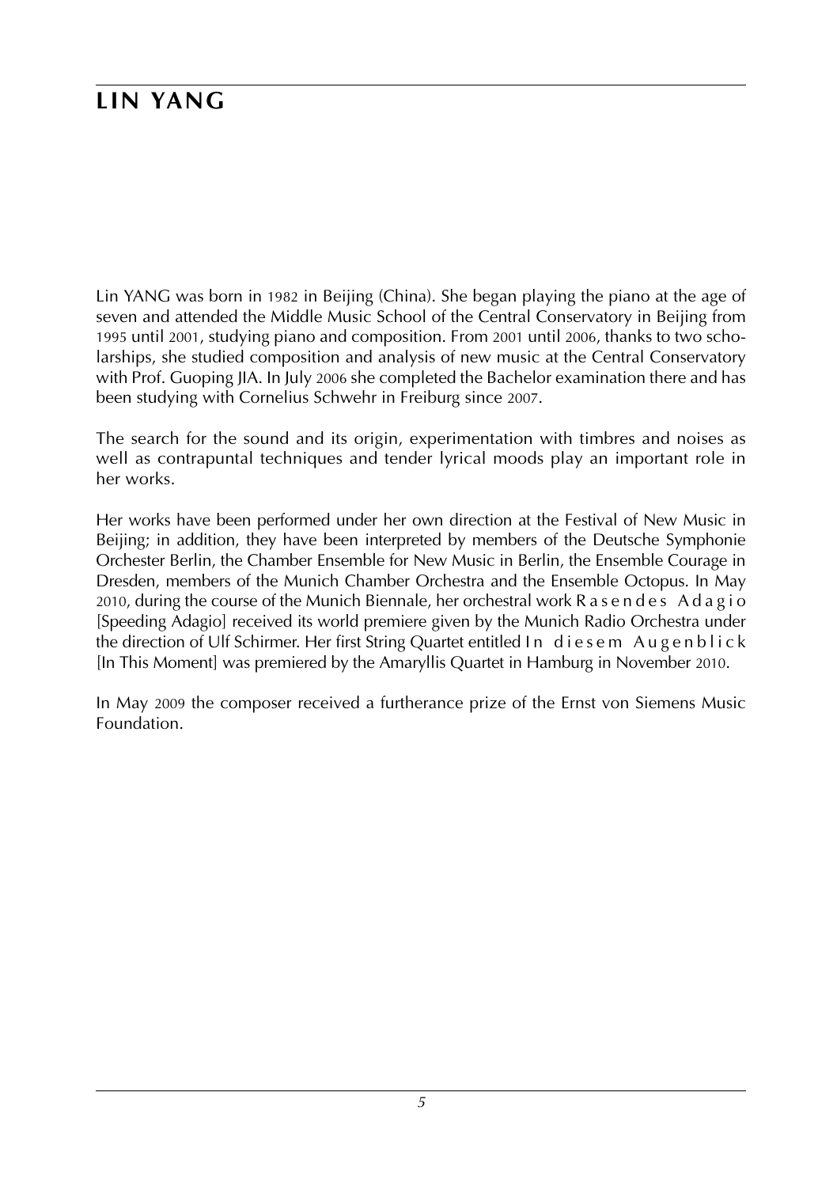# LIN YANG

Lin YANG was born in 1982 in Beijing (China). She began playing the piano at the age of seven and attended the Middle Music School of the Central Conservatory in Beijing from 1995 until 2001, studying piano and composition. From 2001 until 2006, thanks to two scholarships, she studied composition and analysis of new music at the Central Conservatory with Prof. Guoping JIA. In July 2006 she completed the Bachelor examination there and has been studying with Cornelius Schwehr in Freiburg since 2007.

The search for the sound and its origin, experimentation with timbres and noises as well as contrapuntal techniques and tender lyrical moods play an important role in her works.

Her works have been performed under her own direction at the Festival of New Music in Beijing; in addition, they have been interpreted by members of the Deutsche Symphonie Orchester Berlin, the Chamber Ensemble for New Music in Berlin, the Ensemble Courage in Dresden, members of the Munich Chamber Orchestra and the Ensemble Octopus. In May 2010, during the course of the Munich Biennale, her orchestral work Rasendes Adagio [Speeding Adagio] received its world premiere given by the Munich Radio Orchestra under the direction of Ulf Schirmer. Her first String Quartet entitled In diesem Augenblick [In This Moment] was premiered by the Amaryllis Quartet in Hamburg in November 2010.

In May 2009 the composer received a furtherance prize of the Ernst von Siemens Music Foundation.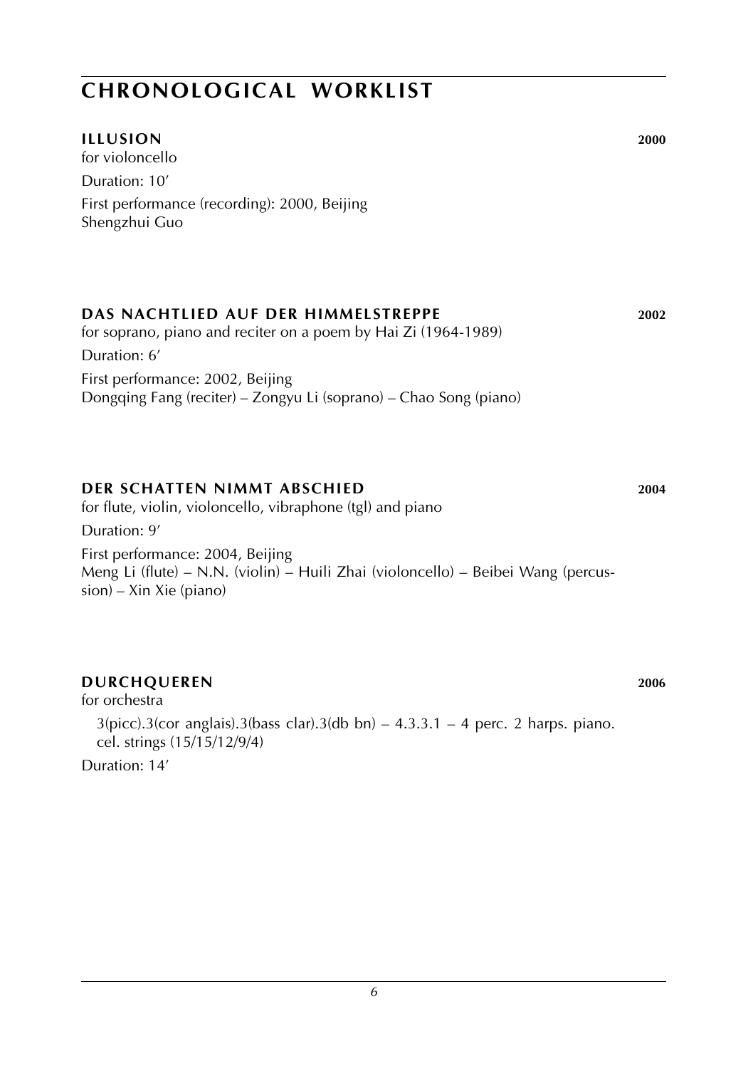# CHRONOLOGICAL WORKLIST

### ILLUSION 2000

for violoncello

Duration: 10'

First performance (recording): 2000, Beijing
Shengzhui Guo

### DAS NACHTLIED AUF DER HIMMELSTREPPE 2002

for soprano, piano and reciter on a poem by Hai Zi (1964-1989)

Duration: 6'

First performance: 2002, Beijing
Dongqing Fang (reciter) – Zongyu Li (soprano) – Chao Song (piano)

### DER SCHATTEN NIMMT ABSCHIED 2004

for flute, violin, violoncello, vibraphone (tgl) and piano

Duration: 9'

First performance: 2004, Beijing
Meng Li (flute) – N.N. (violin) – Huili Zhai (violoncello) – Beibei Wang (percussion) – Xin Xie (piano)

### DURCHQUEREN 2006

for orchestra

3(picc).3(cor anglais).3(bass clar).3(db bn) – 4.3.3.1 – 4 perc. 2 harps. piano. cel. strings (15/15/12/9/4)

Duration: 14'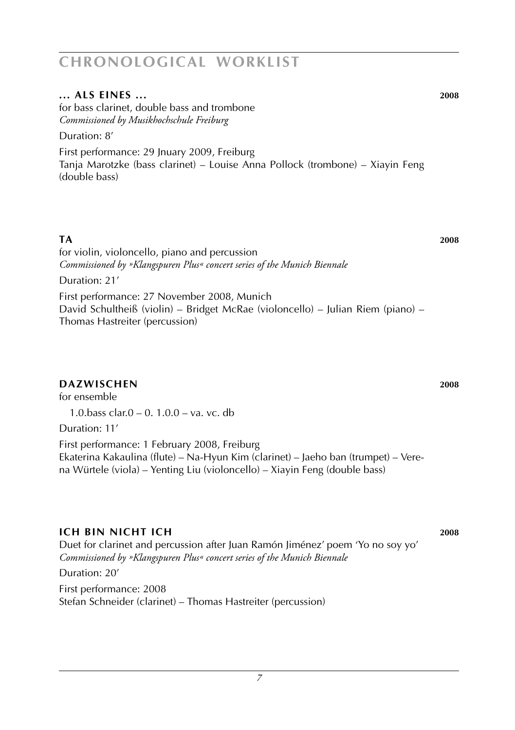# CHRONOLOGICAL WORKLIST

### … ALS EINES … **2008**

for bass clarinet, double bass and trombone
*Commissioned by Musikhochschule Freiburg*

Duration: 8′

First performance: 29 Jnuary 2009, Freiburg
Tanja Marotzke (bass clarinet) – Louise Anna Pollock (trombone) – Xiayin Feng (double bass)

### TA **2008**

for violin, violoncello, piano and percussion
*Commissioned by »Klangspuren Plus« concert series of the Munich Biennale*

Duration: 21′

First performance: 27 November 2008, Munich
David Schultheiß (violin) – Bridget McRae (violoncello) – Julian Riem (piano) – Thomas Hastreiter (percussion)

### DAZWISCHEN **2008**

for ensemble

1.0.bass clar.0 – 0. 1.0.0 – va. vc. db

Duration: 11′

First performance: 1 February 2008, Freiburg
Ekaterina Kakaulina (flute) – Na-Hyun Kim (clarinet) – Jaeho ban (trumpet) – Verena Würtele (viola) – Yenting Liu (violoncello) – Xiayin Feng (double bass)

### ICH BIN NICHT ICH **2008**

Duet for clarinet and percussion after Juan Ramón Jiménez' poem 'Yo no soy yo'
*Commissioned by »Klangspuren Plus« concert series of the Munich Biennale*

Duration: 20′

First performance: 2008
Stefan Schneider (clarinet) – Thomas Hastreiter (percussion)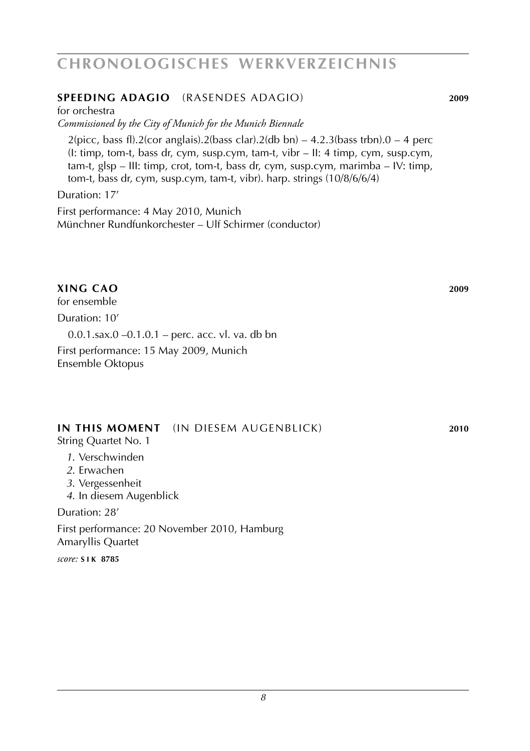# CHRONOLOGISCHES WERKVERZEICHNIS

## SPEEDING ADAGIO (RASENDES ADAGIO) 2009

for orchestra

*Commissioned by the City of Munich for the Munich Biennale*

2(picc, bass fl).2(cor anglais).2(bass clar).2(db bn) – 4.2.3(bass trbn).0 – 4 perc (I: timp, tom-t, bass dr, cym, susp.cym, tam-t, vibr – II: 4 timp, cym, susp.cym, tam-t, glsp – III: timp, crot, tom-t, bass dr, cym, susp.cym, marimba – IV: timp, tom-t, bass dr, cym, susp.cym, tam-t, vibr). harp. strings (10/8/6/6/4)

Duration: 17′

First performance: 4 May 2010, Munich
Münchner Rundfunkorchester – Ulf Schirmer (conductor)

## XING CAO 2009

for ensemble

Duration: 10′

0.0.1.sax.0 –0.1.0.1 – perc. acc. vl. va. db bn

First performance: 15 May 2009, Munich
Ensemble Oktopus

## IN THIS MOMENT (IN DIESEM AUGENBLICK) 2010

String Quartet No. 1

*1.* Verschwinden
*2.* Erwachen
*3.* Vergessenheit
*4.* In diesem Augenblick

Duration: 28′

First performance: 20 November 2010, Hamburg
Amaryllis Quartet

*score:* **SIK 8785**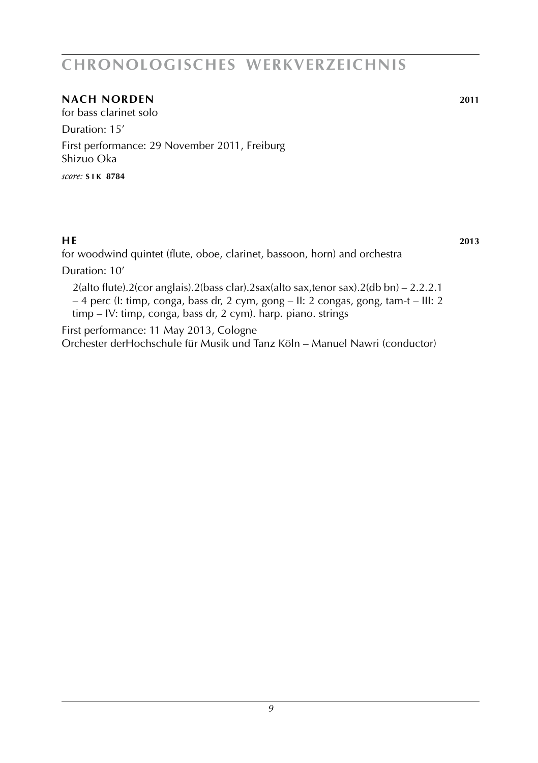# CHRONOLOGISCHES WERKVERZEICHNIS

## NACH NORDEN 2011

for bass clarinet solo

Duration: 15'

First performance: 29 November 2011, Freiburg
Shizuo Oka

*score:* **SIK 8784**

## HE 2013

for woodwind quintet (flute, oboe, clarinet, bassoon, horn) and orchestra

Duration: 10'

2(alto flute).2(cor anglais).2(bass clar).2sax(alto sax,tenor sax).2(db bn) – 2.2.2.1 – 4 perc (I: timp, conga, bass dr, 2 cym, gong – II: 2 congas, gong, tam-t – III: 2 timp – IV: timp, conga, bass dr, 2 cym). harp. piano. strings

First performance: 11 May 2013, Cologne
Orchester derHochschule für Musik und Tanz Köln – Manuel Nawri (conductor)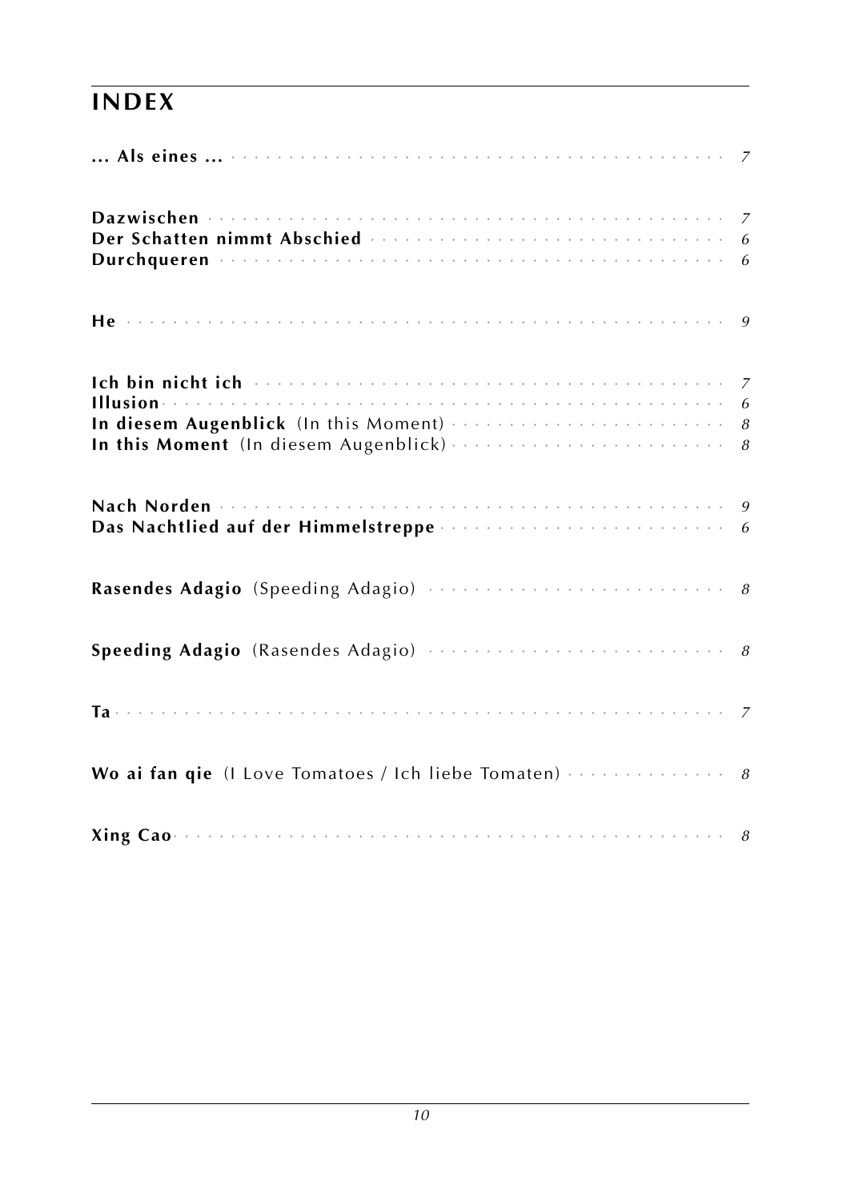# INDEX

**... Als eines ...** · · · · · · · · · · · · · · · · · · · · · · · · · · · · · · · · · · · · · · · · · *7*

**Dazwischen** · · · · · · · · · · · · · · · · · · · · · · · · · · · · · · · · · · · · · · · · · · · *7*
**Der Schatten nimmt Abschied** · · · · · · · · · · · · · · · · · · · · · · · · · · · · · · *6*
**Durchqueren** · · · · · · · · · · · · · · · · · · · · · · · · · · · · · · · · · · · · · · · · · · *6*

**He** · · · · · · · · · · · · · · · · · · · · · · · · · · · · · · · · · · · · · · · · · · · · · · · · · *9*

**Ich bin nicht ich** · · · · · · · · · · · · · · · · · · · · · · · · · · · · · · · · · · · · · · · *7*
**Illusion** · · · · · · · · · · · · · · · · · · · · · · · · · · · · · · · · · · · · · · · · · · · · · · *6*
**In diesem Augenblick** (In this Moment) · · · · · · · · · · · · · · · · · · · · · · · · · *8*
**In this Moment** (In diesem Augenblick) · · · · · · · · · · · · · · · · · · · · · · · · · *8*

**Nach Norden** · · · · · · · · · · · · · · · · · · · · · · · · · · · · · · · · · · · · · · · · · · · *9*
**Das Nachtlied auf der Himmelstreppe** · · · · · · · · · · · · · · · · · · · · · · · · · *6*

**Rasendes Adagio** (Speeding Adagio) · · · · · · · · · · · · · · · · · · · · · · · · · · *8*

**Speeding Adagio** (Rasendes Adagio) · · · · · · · · · · · · · · · · · · · · · · · · · · *8*

**Ta** · · · · · · · · · · · · · · · · · · · · · · · · · · · · · · · · · · · · · · · · · · · · · · · · · *7*

**Wo ai fan qie** (I Love Tomatoes / Ich liebe Tomaten) · · · · · · · · · · · · · · · *8*

**Xing Cao** · · · · · · · · · · · · · · · · · · · · · · · · · · · · · · · · · · · · · · · · · · · · · *8*